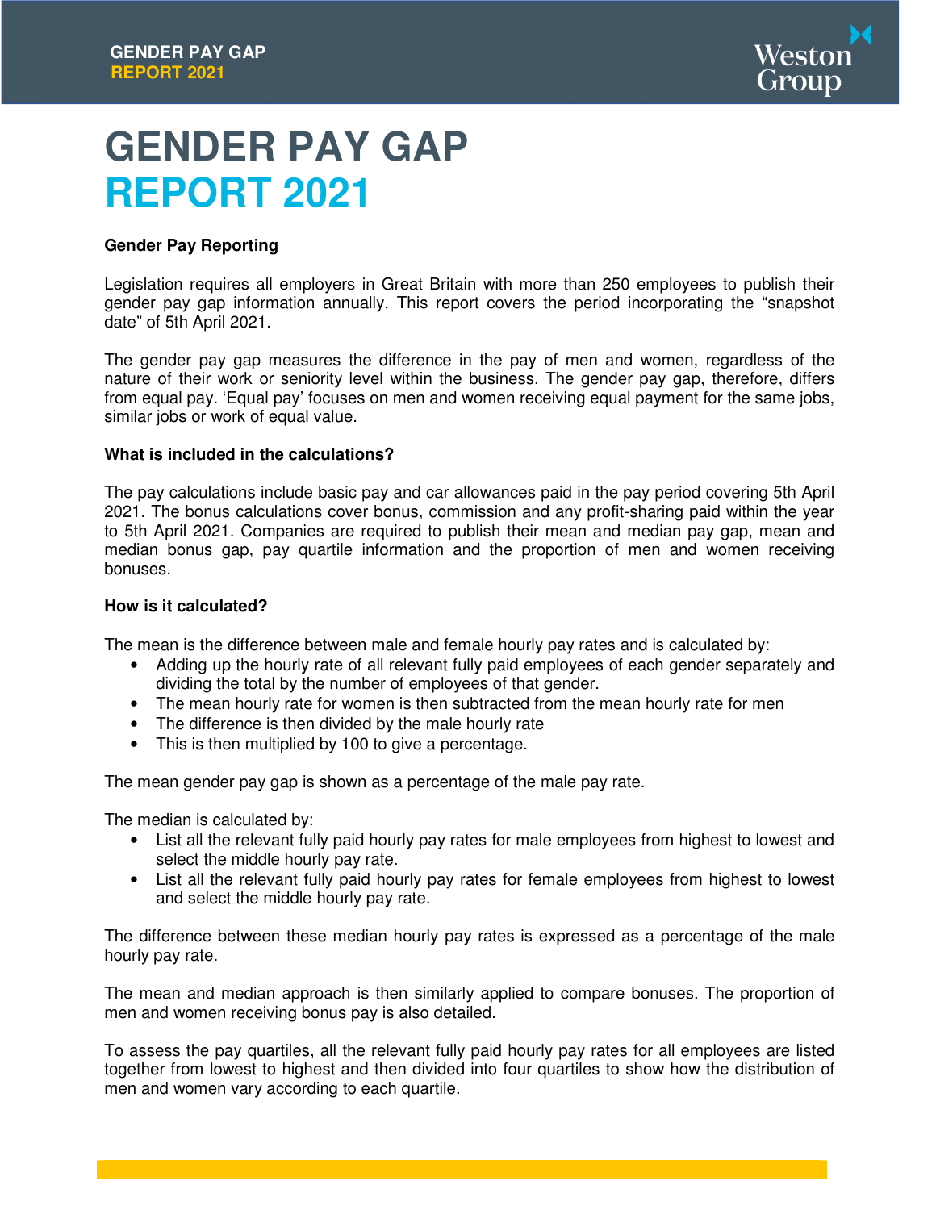# GENDER PAY GAP
# REPORT 2021

**Gender Pay Reporting**

Legislation requires all employers in Great Britain with more than 250 employees to publish their gender pay gap information annually. This report covers the period incorporating the "snapshot date" of 5th April 2021.

The gender pay gap measures the difference in the pay of men and women, regardless of the nature of their work or seniority level within the business. The gender pay gap, therefore, differs from equal pay. 'Equal pay' focuses on men and women receiving equal payment for the same jobs, similar jobs or work of equal value.

**What is included in the calculations?**

The pay calculations include basic pay and car allowances paid in the pay period covering 5th April 2021. The bonus calculations cover bonus, commission and any profit-sharing paid within the year to 5th April 2021. Companies are required to publish their mean and median pay gap, mean and median bonus gap, pay quartile information and the proportion of men and women receiving bonuses.

**How is it calculated?**

The mean is the difference between male and female hourly pay rates and is calculated by:

- Adding up the hourly rate of all relevant fully paid employees of each gender separately and dividing the total by the number of employees of that gender.
- The mean hourly rate for women is then subtracted from the mean hourly rate for men
- The difference is then divided by the male hourly rate
- This is then multiplied by 100 to give a percentage.

The mean gender pay gap is shown as a percentage of the male pay rate.

The median is calculated by:

- List all the relevant fully paid hourly pay rates for male employees from highest to lowest and select the middle hourly pay rate.
- List all the relevant fully paid hourly pay rates for female employees from highest to lowest and select the middle hourly pay rate.

The difference between these median hourly pay rates is expressed as a percentage of the male hourly pay rate.

The mean and median approach is then similarly applied to compare bonuses. The proportion of men and women receiving bonus pay is also detailed.

To assess the pay quartiles, all the relevant fully paid hourly pay rates for all employees are listed together from lowest to highest and then divided into four quartiles to show how the distribution of men and women vary according to each quartile.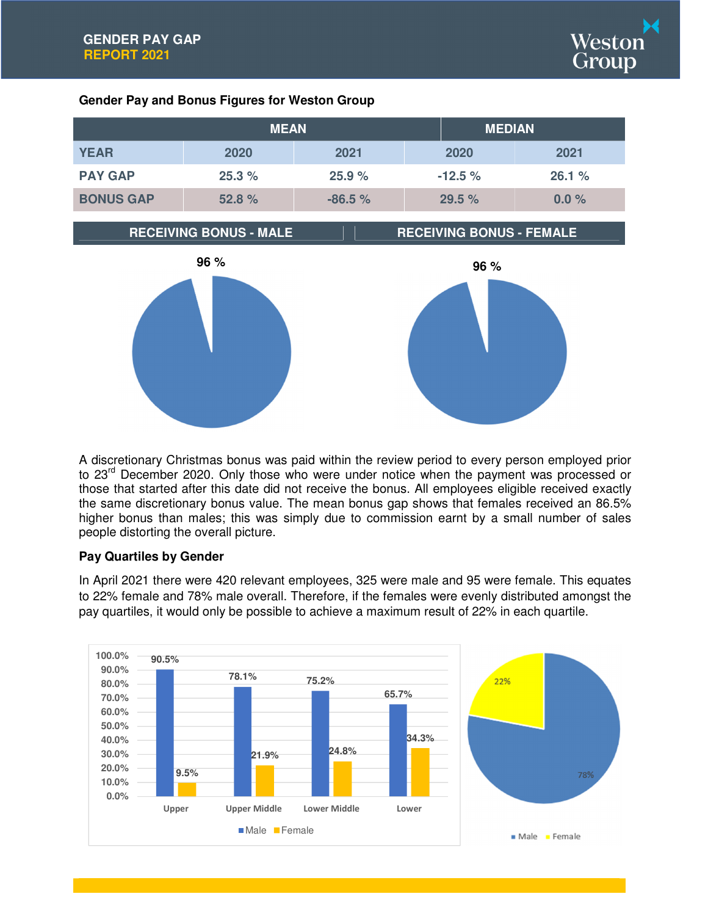# GENDER PAY GAP REPORT 2021

**Gender Pay and Bonus Figures for Weston Group**

| | MEAN | | MEDIAN | |
|---|---|---|---|---|
| YEAR | 2020 | 2021 | 2020 | 2021 |
| PAY GAP | 25.3 % | 25.9 % | -12.5 % | 26.1 % |
| BONUS GAP | 52.8 % | -86.5 % | 29.5 % | 0.0 % |

| RECEIVING BONUS - MALE | RECEIVING BONUS - FEMALE |
|---|---|
| 96 % | 96 % |

A discretionary Christmas bonus was paid within the review period to every person employed prior to 23rd December 2020. Only those who were under notice when the payment was processed or those that started after this date did not receive the bonus. All employees eligible received exactly the same discretionary bonus value. The mean bonus gap shows that females received an 86.5% higher bonus than males; this was simply due to commission earnt by a small number of sales people distorting the overall picture.

**Pay Quartiles by Gender**

In April 2021 there were 420 relevant employees, 325 were male and 95 were female. This equates to 22% female and 78% male overall. Therefore, if the females were evenly distributed amongst the pay quartiles, it would only be possible to achieve a maximum result of 22% in each quartile.

| | Upper | Upper Middle | Lower Middle | Lower |
|---|---|---|---|---|
| Male | 90.5% | 78.1% | 75.2% | 65.7% |
| Female | 9.5% | 21.9% | 24.8% | 34.3% |

| Male | Female |
|---|---|
| 78% | 22% |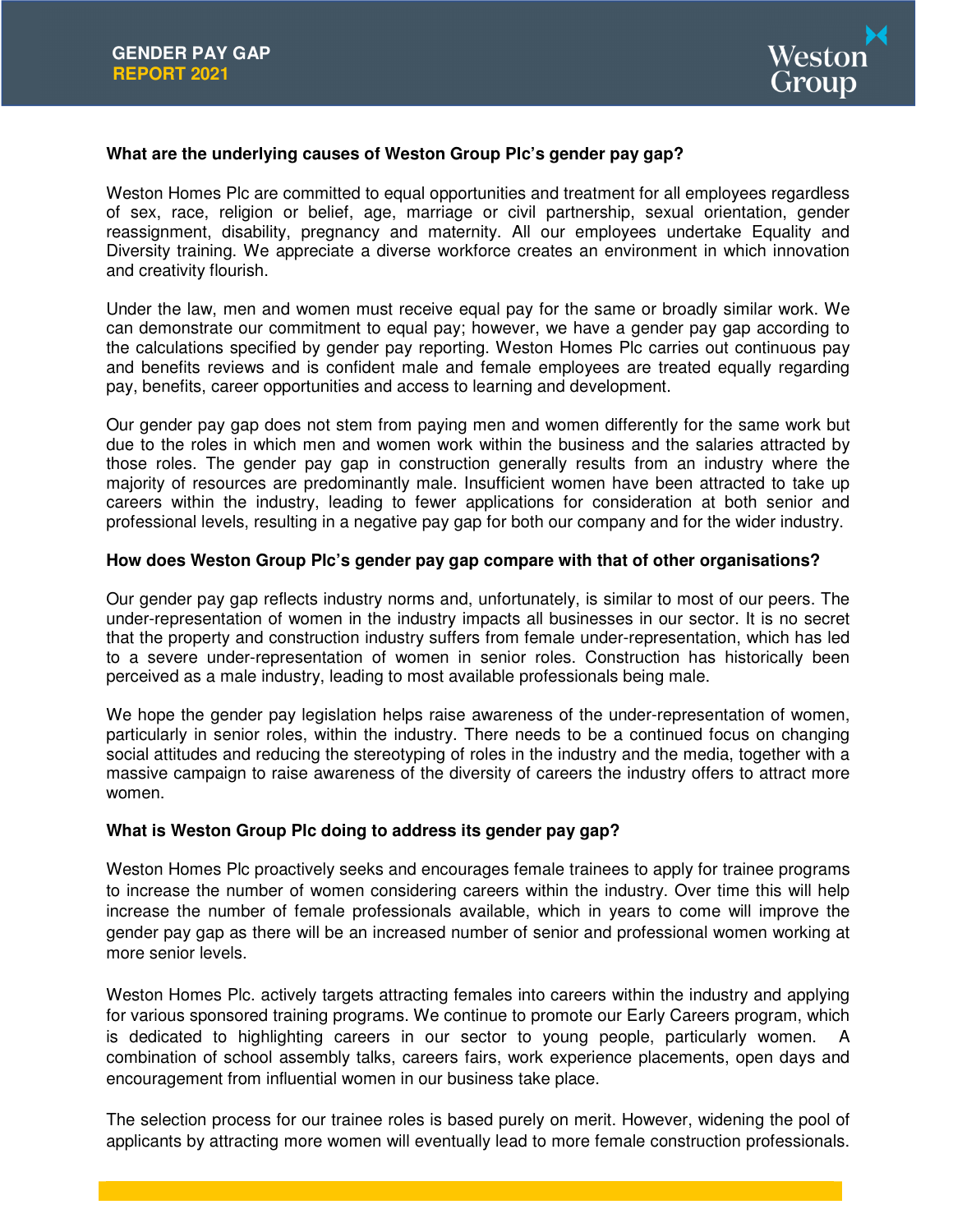### What are the underlying causes of Weston Group Plc's gender pay gap?

Weston Homes Plc are committed to equal opportunities and treatment for all employees regardless of sex, race, religion or belief, age, marriage or civil partnership, sexual orientation, gender reassignment, disability, pregnancy and maternity. All our employees undertake Equality and Diversity training. We appreciate a diverse workforce creates an environment in which innovation and creativity flourish.

Under the law, men and women must receive equal pay for the same or broadly similar work. We can demonstrate our commitment to equal pay; however, we have a gender pay gap according to the calculations specified by gender pay reporting. Weston Homes Plc carries out continuous pay and benefits reviews and is confident male and female employees are treated equally regarding pay, benefits, career opportunities and access to learning and development.

Our gender pay gap does not stem from paying men and women differently for the same work but due to the roles in which men and women work within the business and the salaries attracted by those roles. The gender pay gap in construction generally results from an industry where the majority of resources are predominantly male. Insufficient women have been attracted to take up careers within the industry, leading to fewer applications for consideration at both senior and professional levels, resulting in a negative pay gap for both our company and for the wider industry.

### How does Weston Group Plc's gender pay gap compare with that of other organisations?

Our gender pay gap reflects industry norms and, unfortunately, is similar to most of our peers. The under-representation of women in the industry impacts all businesses in our sector. It is no secret that the property and construction industry suffers from female under-representation, which has led to a severe under-representation of women in senior roles. Construction has historically been perceived as a male industry, leading to most available professionals being male.

We hope the gender pay legislation helps raise awareness of the under-representation of women, particularly in senior roles, within the industry. There needs to be a continued focus on changing social attitudes and reducing the stereotyping of roles in the industry and the media, together with a massive campaign to raise awareness of the diversity of careers the industry offers to attract more women.

### What is Weston Group Plc doing to address its gender pay gap?

Weston Homes Plc proactively seeks and encourages female trainees to apply for trainee programs to increase the number of women considering careers within the industry. Over time this will help increase the number of female professionals available, which in years to come will improve the gender pay gap as there will be an increased number of senior and professional women working at more senior levels.

Weston Homes Plc. actively targets attracting females into careers within the industry and applying for various sponsored training programs. We continue to promote our Early Careers program, which is dedicated to highlighting careers in our sector to young people, particularly women. A combination of school assembly talks, careers fairs, work experience placements, open days and encouragement from influential women in our business take place.

The selection process for our trainee roles is based purely on merit. However, widening the pool of applicants by attracting more women will eventually lead to more female construction professionals.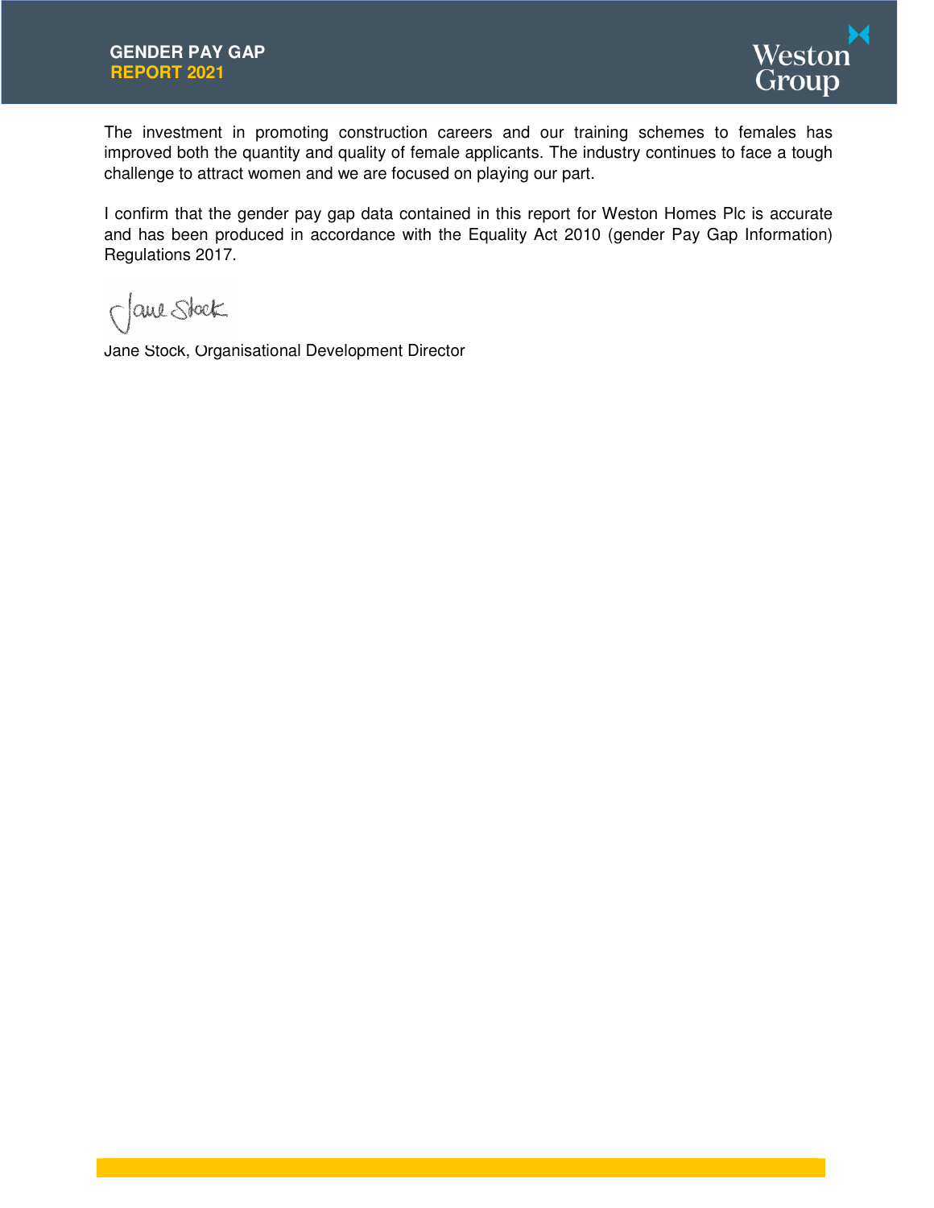The investment in promoting construction careers and our training schemes to females has improved both the quantity and quality of female applicants. The industry continues to face a tough challenge to attract women and we are focused on playing our part.

I confirm that the gender pay gap data contained in this report for Weston Homes Plc is accurate and has been produced in accordance with the Equality Act 2010 (gender Pay Gap Information) Regulations 2017.

Jane Stock, Organisational Development Director